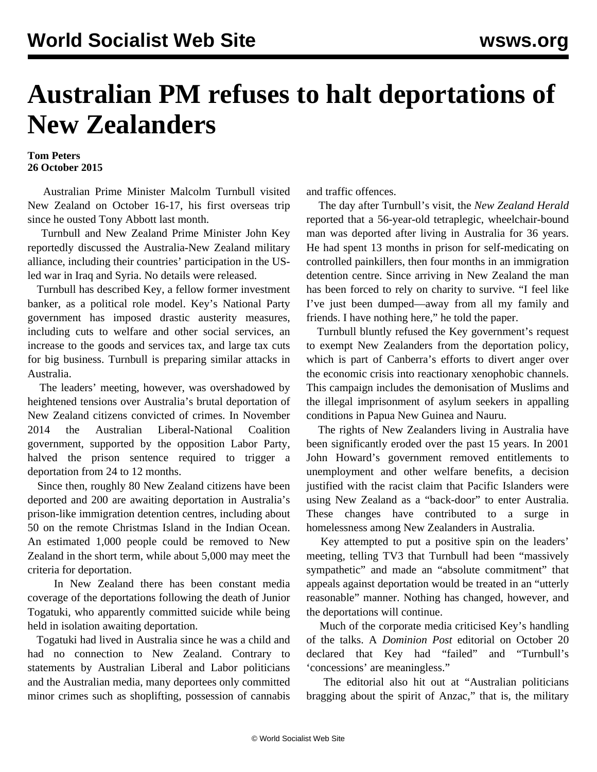# Australian PM refuses to halt deportations of New Zealanders

**Tom Peters**
**26 October 2015**

Australian Prime Minister Malcolm Turnbull visited New Zealand on October 16-17, his first overseas trip since he ousted Tony Abbott last month.

Turnbull and New Zealand Prime Minister John Key reportedly discussed the Australia-New Zealand military alliance, including their countries' participation in the US-led war in Iraq and Syria. No details were released.

Turnbull has described Key, a fellow former investment banker, as a political role model. Key's National Party government has imposed drastic austerity measures, including cuts to welfare and other social services, an increase to the goods and services tax, and large tax cuts for big business. Turnbull is preparing similar attacks in Australia.

The leaders' meeting, however, was overshadowed by heightened tensions over Australia's brutal deportation of New Zealand citizens convicted of crimes. In November 2014 the Australian Liberal-National Coalition government, supported by the opposition Labor Party, halved the prison sentence required to trigger a deportation from 24 to 12 months.

Since then, roughly 80 New Zealand citizens have been deported and 200 are awaiting deportation in Australia's prison-like immigration detention centres, including about 50 on the remote Christmas Island in the Indian Ocean. An estimated 1,000 people could be removed to New Zealand in the short term, while about 5,000 may meet the criteria for deportation.

In New Zealand there has been constant media coverage of the deportations following the death of Junior Togatuki, who apparently committed suicide while being held in isolation awaiting deportation.

Togatuki had lived in Australia since he was a child and had no connection to New Zealand. Contrary to statements by Australian Liberal and Labor politicians and the Australian media, many deportees only committed minor crimes such as shoplifting, possession of cannabis and traffic offences.

The day after Turnbull's visit, the *New Zealand Herald* reported that a 56-year-old tetraplegic, wheelchair-bound man was deported after living in Australia for 36 years. He had spent 13 months in prison for self-medicating on controlled painkillers, then four months in an immigration detention centre. Since arriving in New Zealand the man has been forced to rely on charity to survive. "I feel like I've just been dumped—away from all my family and friends. I have nothing here," he told the paper.

Turnbull bluntly refused the Key government's request to exempt New Zealanders from the deportation policy, which is part of Canberra's efforts to divert anger over the economic crisis into reactionary xenophobic channels. This campaign includes the demonisation of Muslims and the illegal imprisonment of asylum seekers in appalling conditions in Papua New Guinea and Nauru.

The rights of New Zealanders living in Australia have been significantly eroded over the past 15 years. In 2001 John Howard's government removed entitlements to unemployment and other welfare benefits, a decision justified with the racist claim that Pacific Islanders were using New Zealand as a "back-door" to enter Australia. These changes have contributed to a surge in homelessness among New Zealanders in Australia.

Key attempted to put a positive spin on the leaders' meeting, telling TV3 that Turnbull had been "massively sympathetic" and made an "absolute commitment" that appeals against deportation would be treated in an "utterly reasonable" manner. Nothing has changed, however, and the deportations will continue.

Much of the corporate media criticised Key's handling of the talks. A *Dominion Post* editorial on October 20 declared that Key had "failed" and "Turnbull's 'concessions' are meaningless."

The editorial also hit out at "Australian politicians bragging about the spirit of Anzac," that is, the military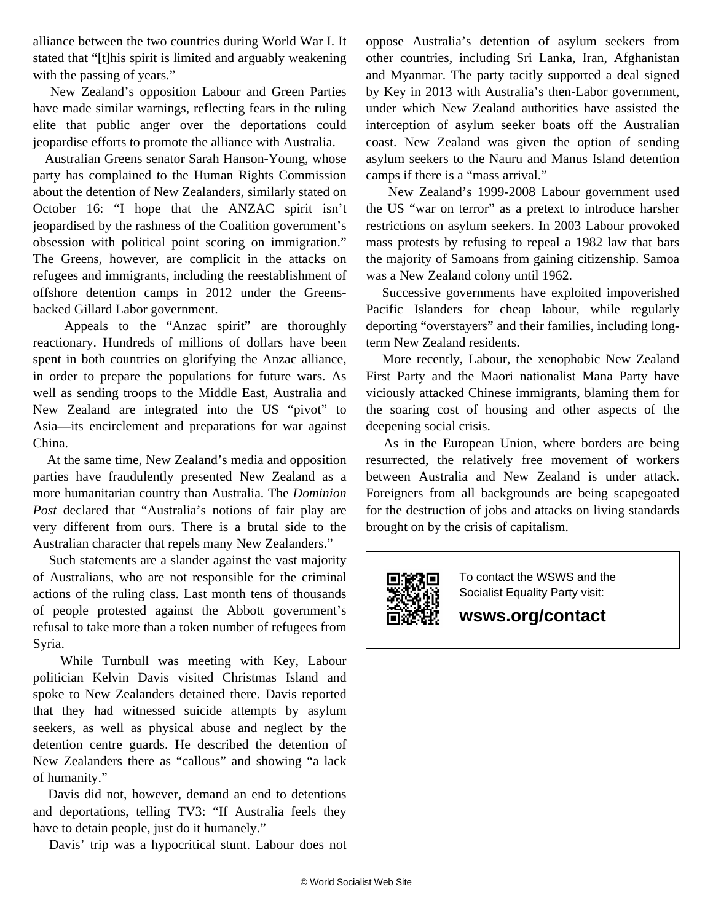alliance between the two countries during World War I. It stated that "[t]his spirit is limited and arguably weakening with the passing of years."

New Zealand's opposition Labour and Green Parties have made similar warnings, reflecting fears in the ruling elite that public anger over the deportations could jeopardise efforts to promote the alliance with Australia.

Australian Greens senator Sarah Hanson-Young, whose party has complained to the Human Rights Commission about the detention of New Zealanders, similarly stated on October 16: "I hope that the ANZAC spirit isn't jeopardised by the rashness of the Coalition government's obsession with political point scoring on immigration." The Greens, however, are complicit in the attacks on refugees and immigrants, including the reestablishment of offshore detention camps in 2012 under the Greens-backed Gillard Labor government.

Appeals to the "Anzac spirit" are thoroughly reactionary. Hundreds of millions of dollars have been spent in both countries on glorifying the Anzac alliance, in order to prepare the populations for future wars. As well as sending troops to the Middle East, Australia and New Zealand are integrated into the US "pivot" to Asia—its encirclement and preparations for war against China.

At the same time, New Zealand's media and opposition parties have fraudulently presented New Zealand as a more humanitarian country than Australia. The *Dominion Post* declared that "Australia's notions of fair play are very different from ours. There is a brutal side to the Australian character that repels many New Zealanders."

Such statements are a slander against the vast majority of Australians, who are not responsible for the criminal actions of the ruling class. Last month tens of thousands of people protested against the Abbott government's refusal to take more than a token number of refugees from Syria.

While Turnbull was meeting with Key, Labour politician Kelvin Davis visited Christmas Island and spoke to New Zealanders detained there. Davis reported that they had witnessed suicide attempts by asylum seekers, as well as physical abuse and neglect by the detention centre guards. He described the detention of New Zealanders there as "callous" and showing "a lack of humanity."

Davis did not, however, demand an end to detentions and deportations, telling TV3: "If Australia feels they have to detain people, just do it humanely."

Davis' trip was a hypocritical stunt. Labour does not oppose Australia's detention of asylum seekers from other countries, including Sri Lanka, Iran, Afghanistan and Myanmar. The party tacitly supported a deal signed by Key in 2013 with Australia's then-Labor government, under which New Zealand authorities have assisted the interception of asylum seeker boats off the Australian coast. New Zealand was given the option of sending asylum seekers to the Nauru and Manus Island detention camps if there is a "mass arrival."

New Zealand's 1999-2008 Labour government used the US "war on terror" as a pretext to introduce harsher restrictions on asylum seekers. In 2003 Labour provoked mass protests by refusing to repeal a 1982 law that bars the majority of Samoans from gaining citizenship. Samoa was a New Zealand colony until 1962.

Successive governments have exploited impoverished Pacific Islanders for cheap labour, while regularly deporting "overstayers" and their families, including long-term New Zealand residents.

More recently, Labour, the xenophobic New Zealand First Party and the Maori nationalist Mana Party have viciously attacked Chinese immigrants, blaming them for the soaring cost of housing and other aspects of the deepening social crisis.

As in the European Union, where borders are being resurrected, the relatively free movement of workers between Australia and New Zealand is under attack. Foreigners from all backgrounds are being scapegoated for the destruction of jobs and attacks on living standards brought on by the crisis of capitalism.

To contact the WSWS and the Socialist Equality Party visit:

**wsws.org/contact**